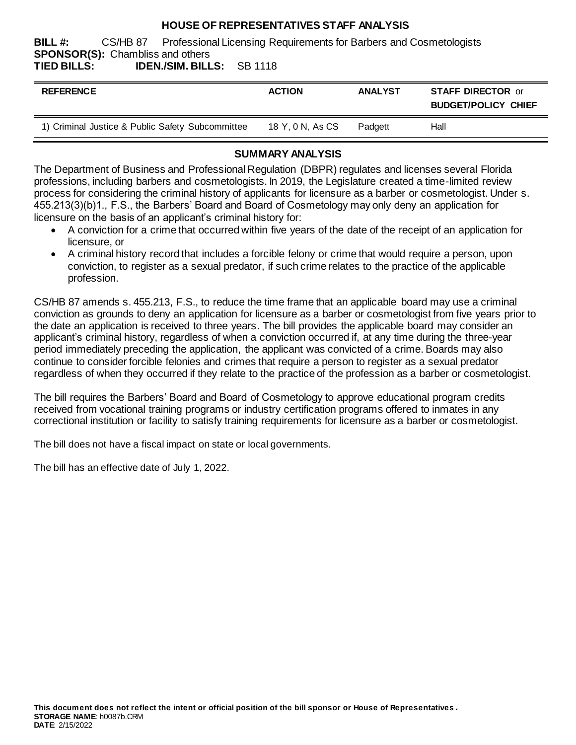# HOUSE OF REPRESENTATIVES STAFF ANALYSIS

**BILL #:** CS/HB 87 Professional Licensing Requirements for Barbers and Cosmetologists
**SPONSOR(S):** Chambliss and others
**TIED BILLS:** **IDEN./SIM. BILLS:** SB 1118

| REFERENCE | ACTION | ANALYST | STAFF DIRECTOR or BUDGET/POLICY CHIEF |
|---|---|---|---|
| 1) Criminal Justice & Public Safety Subcommittee | 18 Y, 0 N, As CS | Padgett | Hall |

## SUMMARY ANALYSIS

The Department of Business and Professional Regulation (DBPR) regulates and licenses several Florida professions, including barbers and cosmetologists. In 2019, the Legislature created a time-limited review process for considering the criminal history of applicants for licensure as a barber or cosmetologist. Under s. 455.213(3)(b)1., F.S., the Barbers' Board and Board of Cosmetology may only deny an application for licensure on the basis of an applicant's criminal history for:

- A conviction for a crime that occurred within five years of the date of the receipt of an application for licensure, or
- A criminal history record that includes a forcible felony or crime that would require a person, upon conviction, to register as a sexual predator, if such crime relates to the practice of the applicable profession.

CS/HB 87 amends s. 455.213, F.S., to reduce the time frame that an applicable board may use a criminal conviction as grounds to deny an application for licensure as a barber or cosmetologist from five years prior to the date an application is received to three years. The bill provides the applicable board may consider an applicant's criminal history, regardless of when a conviction occurred if, at any time during the three-year period immediately preceding the application, the applicant was convicted of a crime. Boards may also continue to consider forcible felonies and crimes that require a person to register as a sexual predator regardless of when they occurred if they relate to the practice of the profession as a barber or cosmetologist.

The bill requires the Barbers' Board and Board of Cosmetology to approve educational program credits received from vocational training programs or industry certification programs offered to inmates in any correctional institution or facility to satisfy training requirements for licensure as a barber or cosmetologist.

The bill does not have a fiscal impact on state or local governments.

The bill has an effective date of July 1, 2022.

**This document does not reflect the intent or official position of the bill sponsor or House of Representatives.**
**STORAGE NAME**: h0087b.CRM
**DATE**: 2/15/2022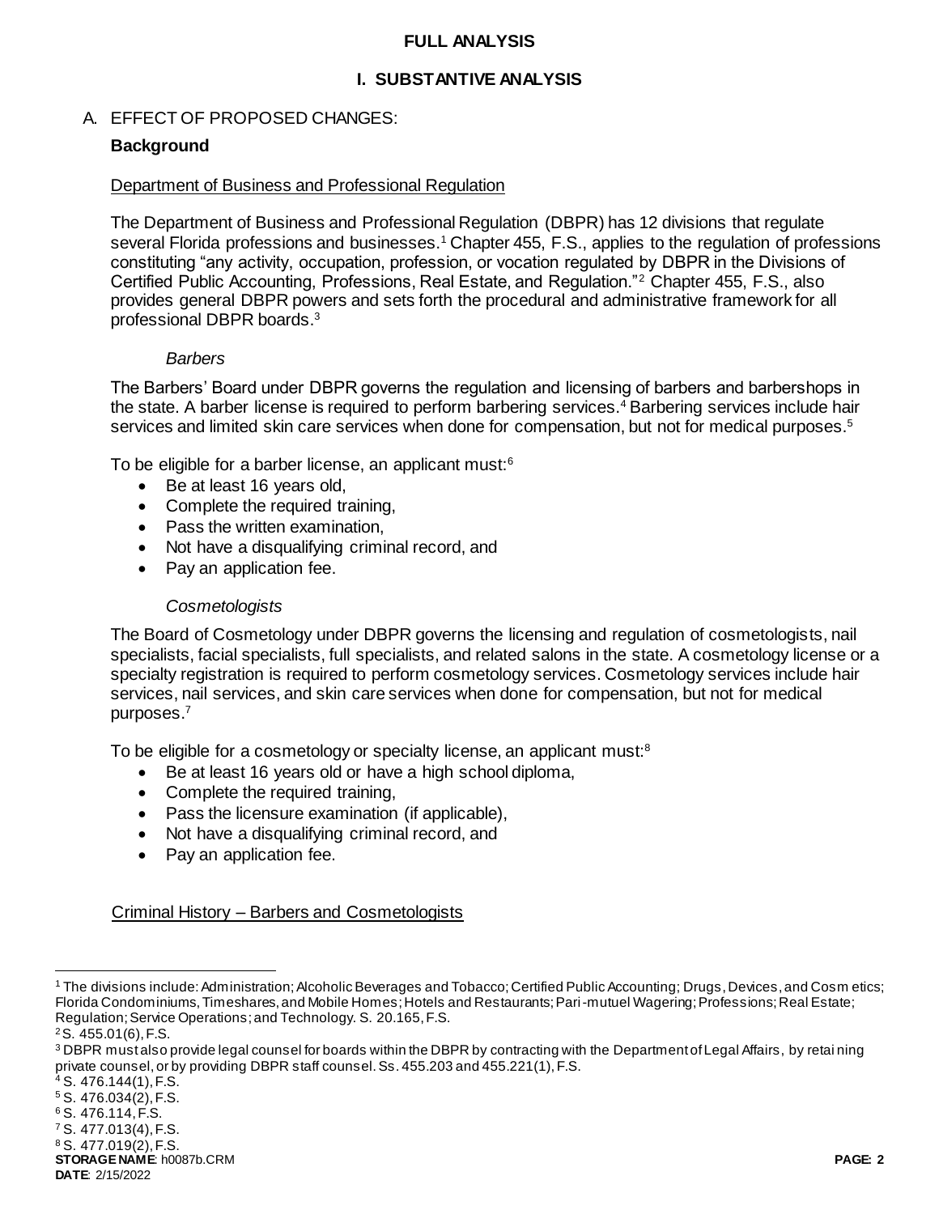## FULL ANALYSIS

### I. SUBSTANTIVE ANALYSIS

A. EFFECT OF PROPOSED CHANGES:

**Background**

Department of Business and Professional Regulation

The Department of Business and Professional Regulation (DBPR) has 12 divisions that regulate several Florida professions and businesses.[1] Chapter 455, F.S., applies to the regulation of professions constituting "any activity, occupation, profession, or vocation regulated by DBPR in the Divisions of Certified Public Accounting, Professions, Real Estate, and Regulation."[2] Chapter 455, F.S., also provides general DBPR powers and sets forth the procedural and administrative framework for all professional DBPR boards.[3]

*Barbers*

The Barbers' Board under DBPR governs the regulation and licensing of barbers and barbershops in the state. A barber license is required to perform barbering services.[4] Barbering services include hair services and limited skin care services when done for compensation, but not for medical purposes.[5]

To be eligible for a barber license, an applicant must:[6]

- Be at least 16 years old,
- Complete the required training,
- Pass the written examination,
- Not have a disqualifying criminal record, and
- Pay an application fee.

*Cosmetologists*

The Board of Cosmetology under DBPR governs the licensing and regulation of cosmetologists, nail specialists, facial specialists, full specialists, and related salons in the state. A cosmetology license or a specialty registration is required to perform cosmetology services. Cosmetology services include hair services, nail services, and skin care services when done for compensation, but not for medical purposes.[7]

To be eligible for a cosmetology or specialty license, an applicant must:[8]

- Be at least 16 years old or have a high school diploma,
- Complete the required training,
- Pass the licensure examination (if applicable),
- Not have a disqualifying criminal record, and
- Pay an application fee.

Criminal History – Barbers and Cosmetologists

---

[1] The divisions include: Administration; Alcoholic Beverages and Tobacco; Certified Public Accounting; Drugs, Devices, and Cosmetics; Florida Condominiums, Timeshares, and Mobile Homes; Hotels and Restaurants; Pari-mutuel Wagering; Professions; Real Estate; Regulation; Service Operations; and Technology. S. 20.165, F.S.

[2] S. 455.01(6), F.S.

[3] DBPR must also provide legal counsel for boards within the DBPR by contracting with the Department of Legal Affairs, by retaining private counsel, or by providing DBPR staff counsel. Ss. 455.203 and 455.221(1), F.S.

[4] S. 476.144(1), F.S.

[5] S. 476.034(2), F.S.

[6] S. 476.114, F.S.

[7] S. 477.013(4), F.S.

[8] S. 477.019(2), F.S.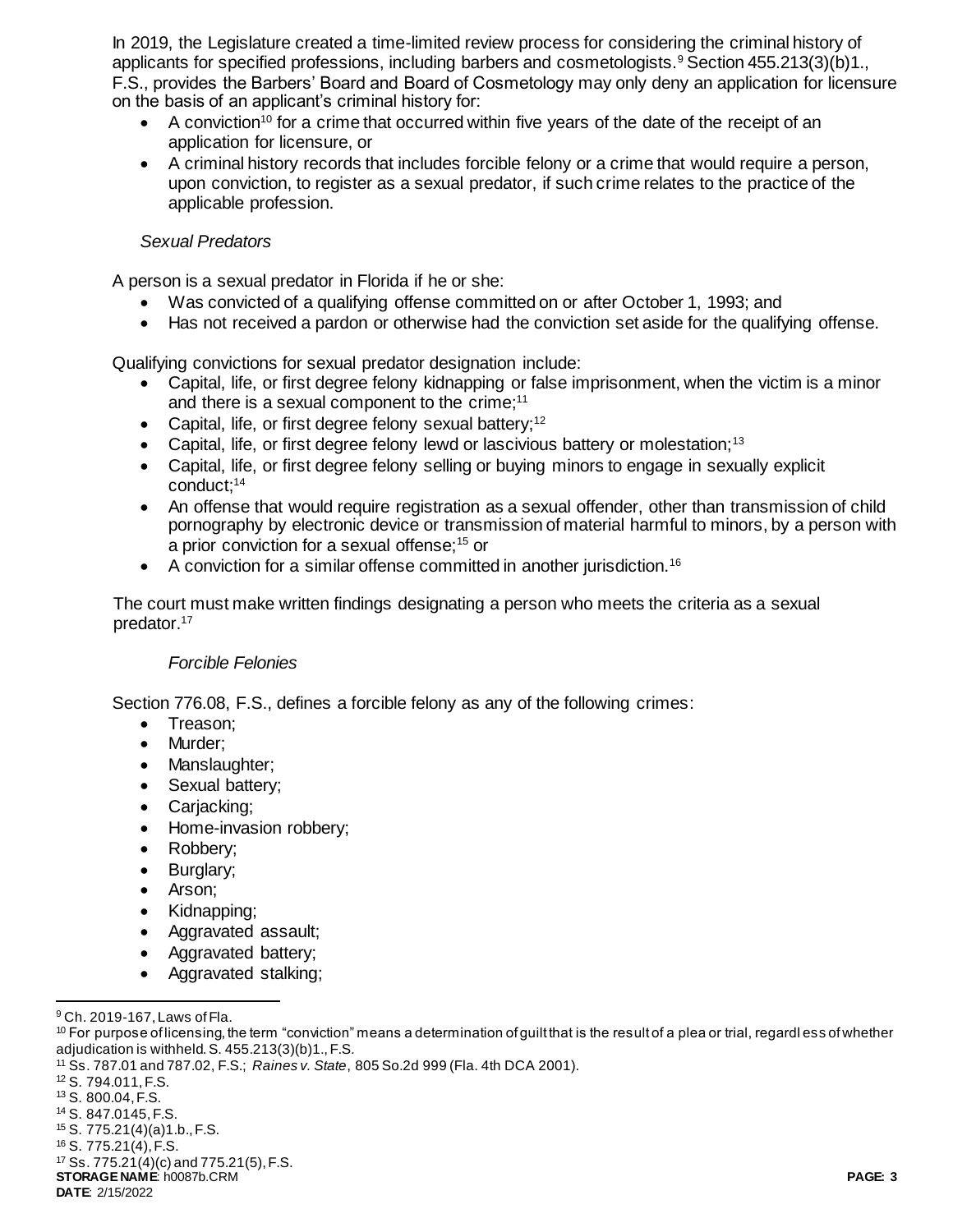In 2019, the Legislature created a time-limited review process for considering the criminal history of applicants for specified professions, including barbers and cosmetologists.[9] Section 455.213(3)(b)1., F.S., provides the Barbers' Board and Board of Cosmetology may only deny an application for licensure on the basis of an applicant's criminal history for:

- A conviction[10] for a crime that occurred within five years of the date of the receipt of an application for licensure, or
- A criminal history records that includes forcible felony or a crime that would require a person, upon conviction, to register as a sexual predator, if such crime relates to the practice of the applicable profession.

*Sexual Predators*

A person is a sexual predator in Florida if he or she:

- Was convicted of a qualifying offense committed on or after October 1, 1993; and
- Has not received a pardon or otherwise had the conviction set aside for the qualifying offense.

Qualifying convictions for sexual predator designation include:

- Capital, life, or first degree felony kidnapping or false imprisonment, when the victim is a minor and there is a sexual component to the crime;[11]
- Capital, life, or first degree felony sexual battery;[12]
- Capital, life, or first degree felony lewd or lascivious battery or molestation;[13]
- Capital, life, or first degree felony selling or buying minors to engage in sexually explicit conduct;[14]
- An offense that would require registration as a sexual offender, other than transmission of child pornography by electronic device or transmission of material harmful to minors, by a person with a prior conviction for a sexual offense;[15] or
- A conviction for a similar offense committed in another jurisdiction.[16]

The court must make written findings designating a person who meets the criteria as a sexual predator.[17]

*Forcible Felonies*

Section 776.08, F.S., defines a forcible felony as any of the following crimes:

- Treason;
- Murder;
- Manslaughter;
- Sexual battery;
- Carjacking;
- Home-invasion robbery;
- Robbery;
- Burglary;
- Arson;
- Kidnapping;
- Aggravated assault;
- Aggravated battery;
- Aggravated stalking;

---

[9] Ch. 2019-167, Laws of Fla.

[10] For purpose of licensing, the term "conviction" means a determination of guilt that is the result of a plea or trial, regardless of whether adjudication is withheld. S. 455.213(3)(b)1., F.S.

[11] Ss. 787.01 and 787.02, F.S.; *Raines v. State*, 805 So.2d 999 (Fla. 4th DCA 2001).

[12] S. 794.011, F.S.

[13] S. 800.04, F.S.

[14] S. 847.0145, F.S.

[15] S. 775.21(4)(a)1.b., F.S.

[16] S. 775.21(4), F.S.

[17] Ss. 775.21(4)(c) and 775.21(5), F.S.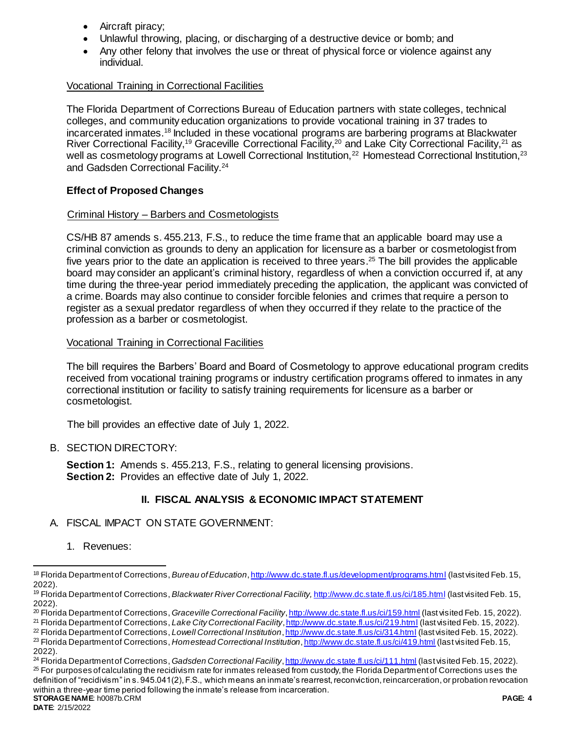- Aircraft piracy;
- Unlawful throwing, placing, or discharging of a destructive device or bomb; and
- Any other felony that involves the use or threat of physical force or violence against any individual.

Vocational Training in Correctional Facilities

The Florida Department of Corrections Bureau of Education partners with state colleges, technical colleges, and community education organizations to provide vocational training in 37 trades to incarcerated inmates.[18] Included in these vocational programs are barbering programs at Blackwater River Correctional Facility,[19] Graceville Correctional Facility,[20] and Lake City Correctional Facility,[21] as well as cosmetology programs at Lowell Correctional Institution,[22] Homestead Correctional Institution,[23] and Gadsden Correctional Facility.[24]

### Effect of Proposed Changes

Criminal History – Barbers and Cosmetologists

CS/HB 87 amends s. 455.213, F.S., to reduce the time frame that an applicable board may use a criminal conviction as grounds to deny an application for licensure as a barber or cosmetologist from five years prior to the date an application is received to three years.[25] The bill provides the applicable board may consider an applicant's criminal history, regardless of when a conviction occurred if, at any time during the three-year period immediately preceding the application, the applicant was convicted of a crime. Boards may also continue to consider forcible felonies and crimes that require a person to register as a sexual predator regardless of when they occurred if they relate to the practice of the profession as a barber or cosmetologist.

Vocational Training in Correctional Facilities

The bill requires the Barbers' Board and Board of Cosmetology to approve educational program credits received from vocational training programs or industry certification programs offered to inmates in any correctional institution or facility to satisfy training requirements for licensure as a barber or cosmetologist.

The bill provides an effective date of July 1, 2022.

B. SECTION DIRECTORY:

**Section 1:** Amends s. 455.213, F.S., relating to general licensing provisions.
**Section 2:** Provides an effective date of July 1, 2022.

## II. FISCAL ANALYSIS & ECONOMIC IMPACT STATEMENT

A. FISCAL IMPACT ON STATE GOVERNMENT:

1. Revenues:

---

[18] Florida Department of Corrections, *Bureau of Education*, http://www.dc.state.fl.us/development/programs.html (last visited Feb. 15, 2022).
[19] Florida Department of Corrections, *Blackwater River Correctional Facility,* http://www.dc.state.fl.us/ci/185.html (last visited Feb. 15, 2022).
[20] Florida Department of Corrections, *Graceville Correctional Facility*, http://www.dc.state.fl.us/ci/159.html (last visited Feb. 15, 2022).
[21] Florida Department of Corrections, *Lake City Correctional Facility*, http://www.dc.state.fl.us/ci/219.html (last visited Feb. 15, 2022).
[22] Florida Department of Corrections, *Lowell Correctional Institution*, http://www.dc.state.fl.us/ci/314.html (last visited Feb. 15, 2022).
[23] Florida Department of Corrections, *Homestead Correctional Institution*, http://www.dc.state.fl.us/ci/419.html (last visited Feb. 15, 2022).
[24] Florida Department of Corrections, *Gadsden Correctional Facility*, http://www.dc.state.fl.us/ci/111.html (last visited Feb. 15, 2022).
[25] For purposes of calculating the recidivism rate for inmates released from custody, the Florida Department of Corrections uses the definition of "recidivism" in s. 945.041(2), F.S., which means an inmate's rearrest, reconviction, reincarceration, or probation revocation within a three-year time period following the inmate's release from incarceration.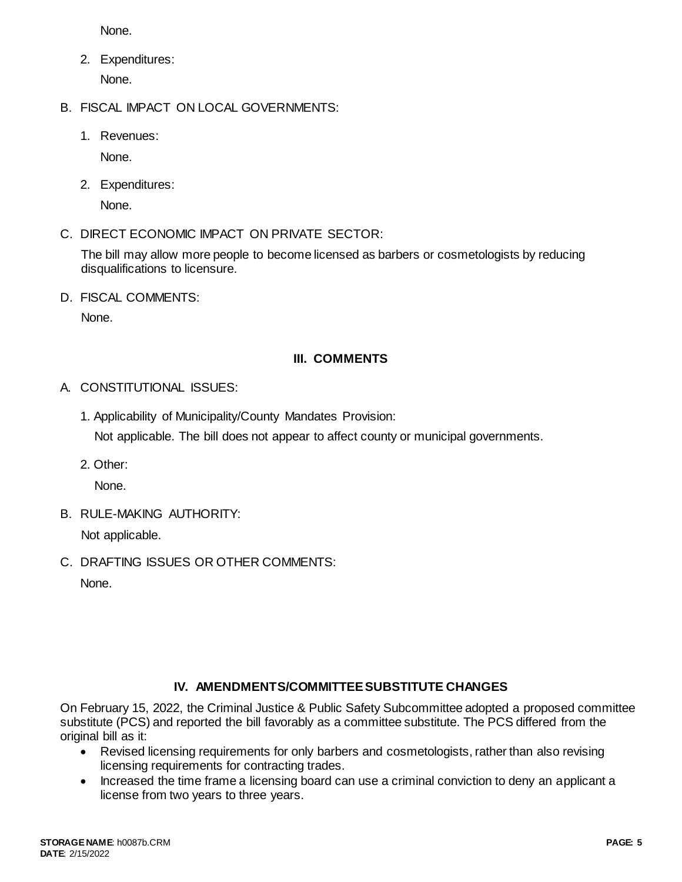None.

2. Expenditures:

   None.

B. FISCAL IMPACT ON LOCAL GOVERNMENTS:

1. Revenues:

   None.

2. Expenditures:

   None.

C. DIRECT ECONOMIC IMPACT ON PRIVATE SECTOR:

The bill may allow more people to become licensed as barbers or cosmetologists by reducing disqualifications to licensure.

D. FISCAL COMMENTS:

None.

## III. COMMENTS

A. CONSTITUTIONAL ISSUES:

1. Applicability of Municipality/County Mandates Provision:

   Not applicable. The bill does not appear to affect county or municipal governments.

2. Other:

   None.

B. RULE-MAKING AUTHORITY:

Not applicable.

C. DRAFTING ISSUES OR OTHER COMMENTS:

None.

## IV. AMENDMENTS/COMMITTEE SUBSTITUTE CHANGES

On February 15, 2022, the Criminal Justice & Public Safety Subcommittee adopted a proposed committee substitute (PCS) and reported the bill favorably as a committee substitute. The PCS differed from the original bill as it:

- Revised licensing requirements for only barbers and cosmetologists, rather than also revising licensing requirements for contracting trades.
- Increased the time frame a licensing board can use a criminal conviction to deny an applicant a license from two years to three years.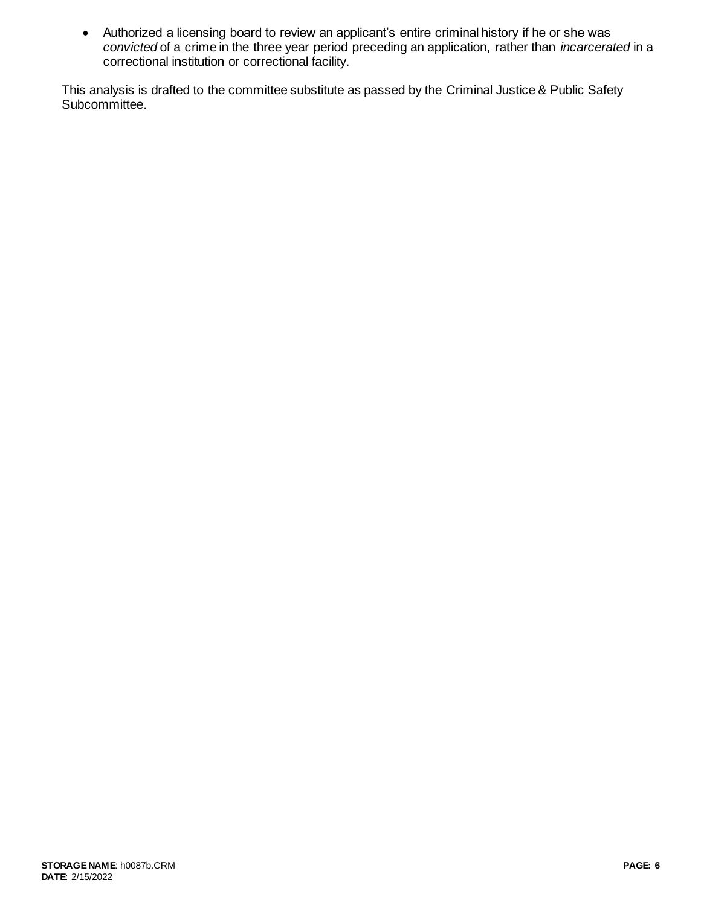- Authorized a licensing board to review an applicant's entire criminal history if he or she was *convicted* of a crime in the three year period preceding an application, rather than *incarcerated* in a correctional institution or correctional facility.

This analysis is drafted to the committee substitute as passed by the Criminal Justice & Public Safety Subcommittee.